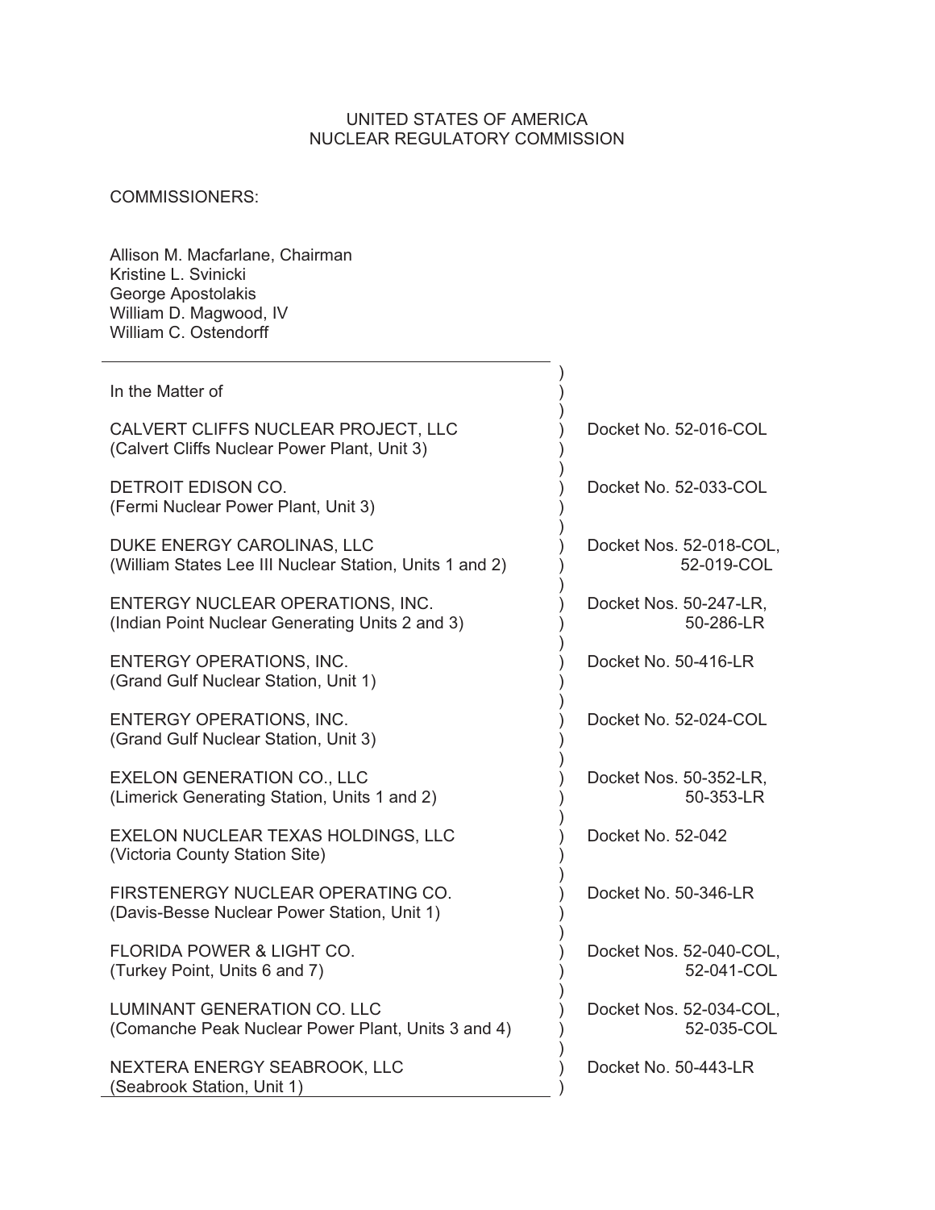UNITED STATES OF AMERICA
NUCLEAR REGULATORY COMMISSION

COMMISSIONERS:

Allison M. Macfarlane, Chairman
Kristine L. Svinicki
George Apostolakis
William D. Magwood, IV
William C. Ostendorff

| In the Matter of | |
|---|---|
| CALVERT CLIFFS NUCLEAR PROJECT, LLC<br>(Calvert Cliffs Nuclear Power Plant, Unit 3) | Docket No. 52-016-COL |
| DETROIT EDISON CO.<br>(Fermi Nuclear Power Plant, Unit 3) | Docket No. 52-033-COL |
| DUKE ENERGY CAROLINAS, LLC<br>(William States Lee III Nuclear Station, Units 1 and 2) | Docket Nos. 52-018-COL,<br>52-019-COL |
| ENTERGY NUCLEAR OPERATIONS, INC.<br>(Indian Point Nuclear Generating Units 2 and 3) | Docket Nos. 50-247-LR,<br>50-286-LR |
| ENTERGY OPERATIONS, INC.<br>(Grand Gulf Nuclear Station, Unit 1) | Docket No. 50-416-LR |
| ENTERGY OPERATIONS, INC.<br>(Grand Gulf Nuclear Station, Unit 3) | Docket No. 52-024-COL |
| EXELON GENERATION CO., LLC<br>(Limerick Generating Station, Units 1 and 2) | Docket Nos. 50-352-LR,<br>50-353-LR |
| EXELON NUCLEAR TEXAS HOLDINGS, LLC<br>(Victoria County Station Site) | Docket No. 52-042 |
| FIRSTENERGY NUCLEAR OPERATING CO.<br>(Davis-Besse Nuclear Power Station, Unit 1) | Docket No. 50-346-LR |
| FLORIDA POWER & LIGHT CO.<br>(Turkey Point, Units 6 and 7) | Docket Nos. 52-040-COL,<br>52-041-COL |
| LUMINANT GENERATION CO. LLC<br>(Comanche Peak Nuclear Power Plant, Units 3 and 4) | Docket Nos. 52-034-COL,<br>52-035-COL |
| NEXTERA ENERGY SEABROOK, LLC<br>(Seabrook Station, Unit 1) | Docket No. 50-443-LR |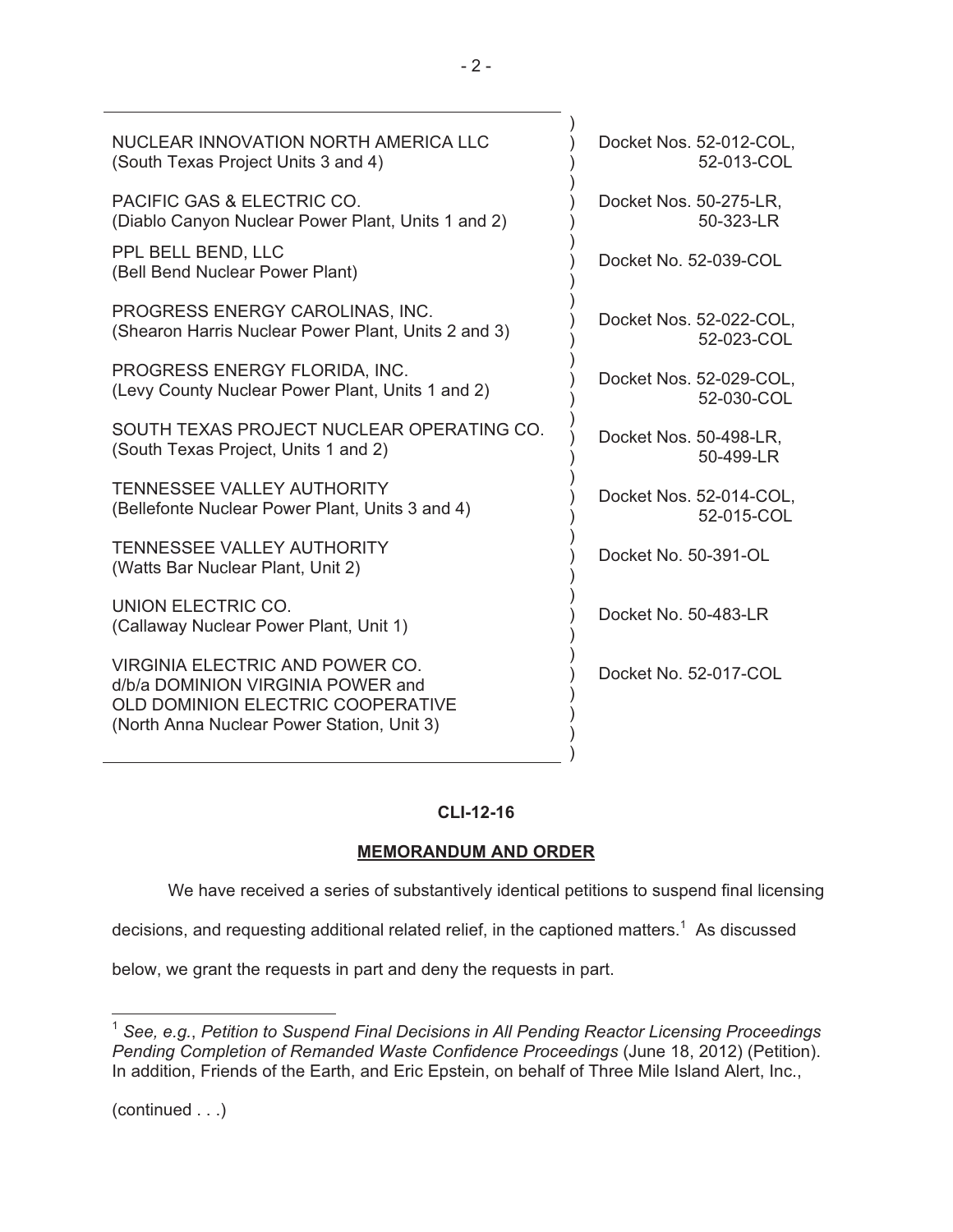| | |
|---|---|
| NUCLEAR INNOVATION NORTH AMERICA LLC (South Texas Project Units 3 and 4) | Docket Nos. 52-012-COL, 52-013-COL |
| PACIFIC GAS & ELECTRIC CO. (Diablo Canyon Nuclear Power Plant, Units 1 and 2) | Docket Nos. 50-275-LR, 50-323-LR |
| PPL BELL BEND, LLC (Bell Bend Nuclear Power Plant) | Docket No. 52-039-COL |
| PROGRESS ENERGY CAROLINAS, INC. (Shearon Harris Nuclear Power Plant, Units 2 and 3) | Docket Nos. 52-022-COL, 52-023-COL |
| PROGRESS ENERGY FLORIDA, INC. (Levy County Nuclear Power Plant, Units 1 and 2) | Docket Nos. 52-029-COL, 52-030-COL |
| SOUTH TEXAS PROJECT NUCLEAR OPERATING CO. (South Texas Project, Units 1 and 2) | Docket Nos. 50-498-LR, 50-499-LR |
| TENNESSEE VALLEY AUTHORITY (Bellefonte Nuclear Power Plant, Units 3 and 4) | Docket Nos. 52-014-COL, 52-015-COL |
| TENNESSEE VALLEY AUTHORITY (Watts Bar Nuclear Plant, Unit 2) | Docket No. 50-391-OL |
| UNION ELECTRIC CO. (Callaway Nuclear Power Plant, Unit 1) | Docket No. 50-483-LR |
| VIRGINIA ELECTRIC AND POWER CO. d/b/a DOMINION VIRGINIA POWER and OLD DOMINION ELECTRIC COOPERATIVE (North Anna Nuclear Power Station, Unit 3) | Docket No. 52-017-COL |

**CLI-12-16**

**MEMORANDUM AND ORDER**

We have received a series of substantively identical petitions to suspend final licensing decisions, and requesting additional related relief, in the captioned matters.[1] As discussed below, we grant the requests in part and deny the requests in part.

[1] *See, e.g.*, *Petition to Suspend Final Decisions in All Pending Reactor Licensing Proceedings Pending Completion of Remanded Waste Confidence Proceedings* (June 18, 2012) (Petition). In addition, Friends of the Earth, and Eric Epstein, on behalf of Three Mile Island Alert, Inc.,

(continued . . .)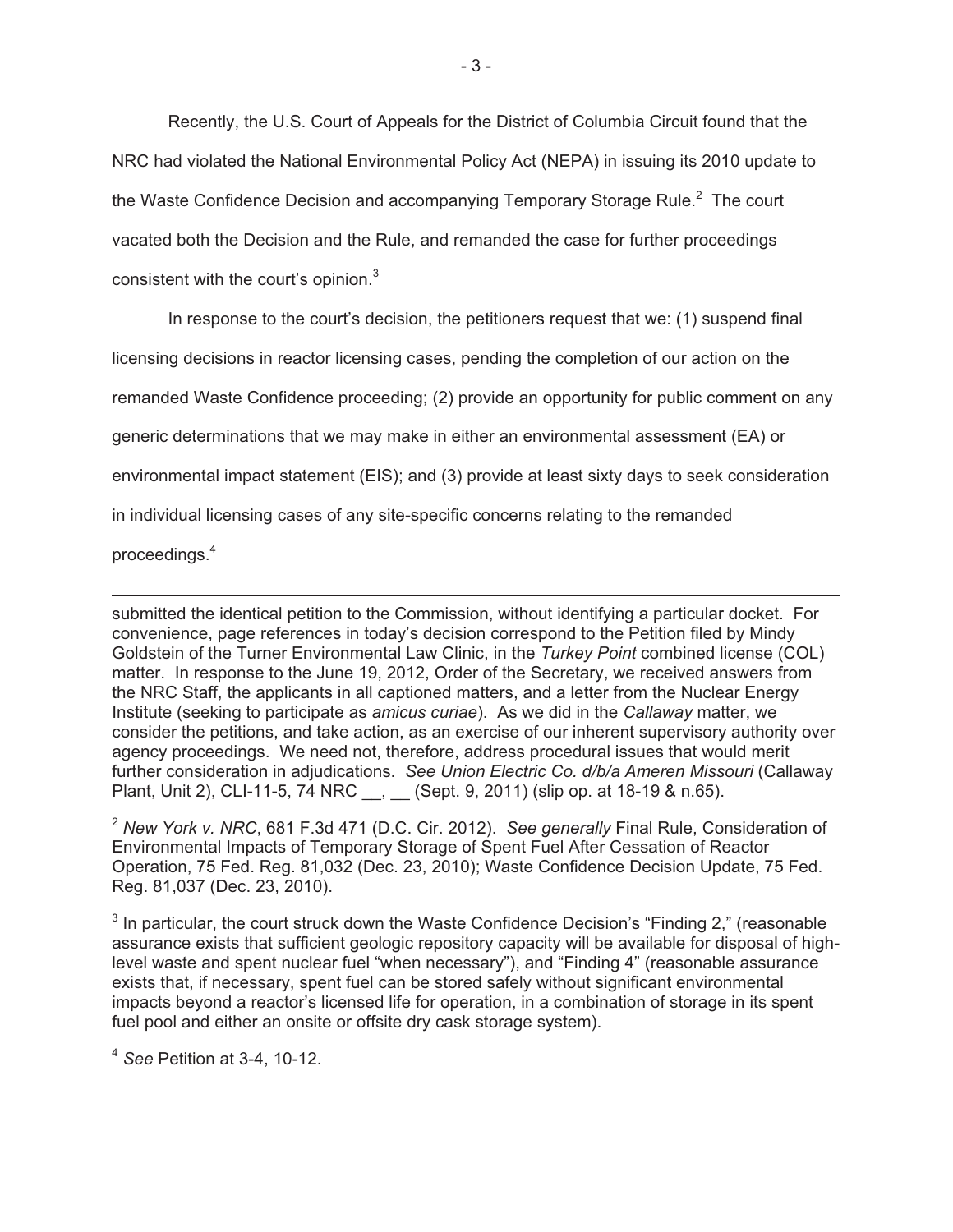Recently, the U.S. Court of Appeals for the District of Columbia Circuit found that the NRC had violated the National Environmental Policy Act (NEPA) in issuing its 2010 update to the Waste Confidence Decision and accompanying Temporary Storage Rule.[2] The court vacated both the Decision and the Rule, and remanded the case for further proceedings consistent with the court's opinion.[3]

In response to the court's decision, the petitioners request that we: (1) suspend final licensing decisions in reactor licensing cases, pending the completion of our action on the remanded Waste Confidence proceeding; (2) provide an opportunity for public comment on any generic determinations that we may make in either an environmental assessment (EA) or environmental impact statement (EIS); and (3) provide at least sixty days to seek consideration in individual licensing cases of any site-specific concerns relating to the remanded proceedings.[4]

---

submitted the identical petition to the Commission, without identifying a particular docket. For convenience, page references in today's decision correspond to the Petition filed by Mindy Goldstein of the Turner Environmental Law Clinic, in the *Turkey Point* combined license (COL) matter. In response to the June 19, 2012, Order of the Secretary, we received answers from the NRC Staff, the applicants in all captioned matters, and a letter from the Nuclear Energy Institute (seeking to participate as *amicus curiae*). As we did in the *Callaway* matter, we consider the petitions, and take action, as an exercise of our inherent supervisory authority over agency proceedings. We need not, therefore, address procedural issues that would merit further consideration in adjudications. *See Union Electric Co. d/b/a Ameren Missouri* (Callaway Plant, Unit 2), CLI-11-5, 74 NRC __, __ (Sept. 9, 2011) (slip op. at 18-19 & n.65).

[2] *New York v. NRC*, 681 F.3d 471 (D.C. Cir. 2012). *See generally* Final Rule, Consideration of Environmental Impacts of Temporary Storage of Spent Fuel After Cessation of Reactor Operation, 75 Fed. Reg. 81,032 (Dec. 23, 2010); Waste Confidence Decision Update, 75 Fed. Reg. 81,037 (Dec. 23, 2010).

[3] In particular, the court struck down the Waste Confidence Decision's "Finding 2," (reasonable assurance exists that sufficient geologic repository capacity will be available for disposal of high-level waste and spent nuclear fuel "when necessary"), and "Finding 4" (reasonable assurance exists that, if necessary, spent fuel can be stored safely without significant environmental impacts beyond a reactor's licensed life for operation, in a combination of storage in its spent fuel pool and either an onsite or offsite dry cask storage system).

[4] *See* Petition at 3-4, 10-12.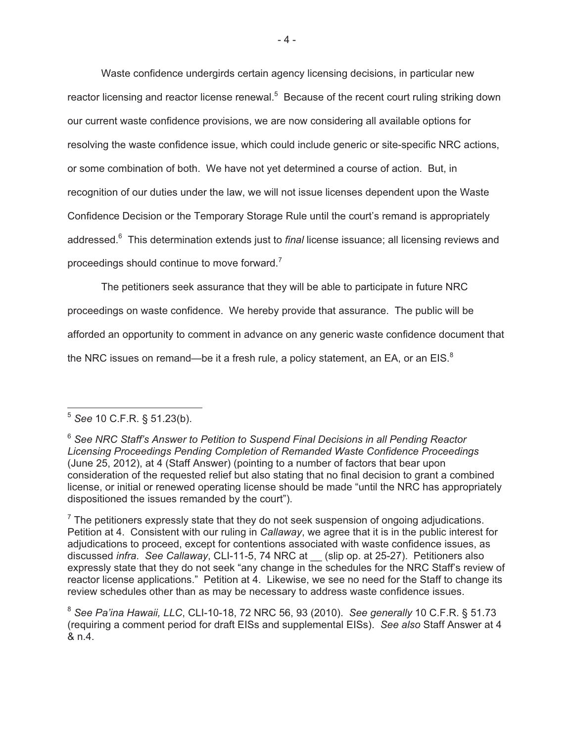Waste confidence undergirds certain agency licensing decisions, in particular new reactor licensing and reactor license renewal.[5] Because of the recent court ruling striking down our current waste confidence provisions, we are now considering all available options for resolving the waste confidence issue, which could include generic or site-specific NRC actions, or some combination of both. We have not yet determined a course of action. But, in recognition of our duties under the law, we will not issue licenses dependent upon the Waste Confidence Decision or the Temporary Storage Rule until the court's remand is appropriately addressed.[6] This determination extends just to *final* license issuance; all licensing reviews and proceedings should continue to move forward.[7]

The petitioners seek assurance that they will be able to participate in future NRC proceedings on waste confidence. We hereby provide that assurance. The public will be afforded an opportunity to comment in advance on any generic waste confidence document that the NRC issues on remand—be it a fresh rule, a policy statement, an EA, or an EIS.[8]

---

[5] *See* 10 C.F.R. § 51.23(b).

[6] *See NRC Staff's Answer to Petition to Suspend Final Decisions in all Pending Reactor Licensing Proceedings Pending Completion of Remanded Waste Confidence Proceedings* (June 25, 2012), at 4 (Staff Answer) (pointing to a number of factors that bear upon consideration of the requested relief but also stating that no final decision to grant a combined license, or initial or renewed operating license should be made "until the NRC has appropriately dispositioned the issues remanded by the court").

[7] The petitioners expressly state that they do not seek suspension of ongoing adjudications. Petition at 4. Consistent with our ruling in *Callaway*, we agree that it is in the public interest for adjudications to proceed, except for contentions associated with waste confidence issues, as discussed *infra*. *See Callaway*, CLI-11-5, 74 NRC at __ (slip op. at 25-27). Petitioners also expressly state that they do not seek "any change in the schedules for the NRC Staff's review of reactor license applications." Petition at 4. Likewise, we see no need for the Staff to change its review schedules other than as may be necessary to address waste confidence issues.

[8] *See Pa'ina Hawaii, LLC*, CLI-10-18, 72 NRC 56, 93 (2010). *See generally* 10 C.F.R. § 51.73 (requiring a comment period for draft EISs and supplemental EISs). *See also* Staff Answer at 4 & n.4.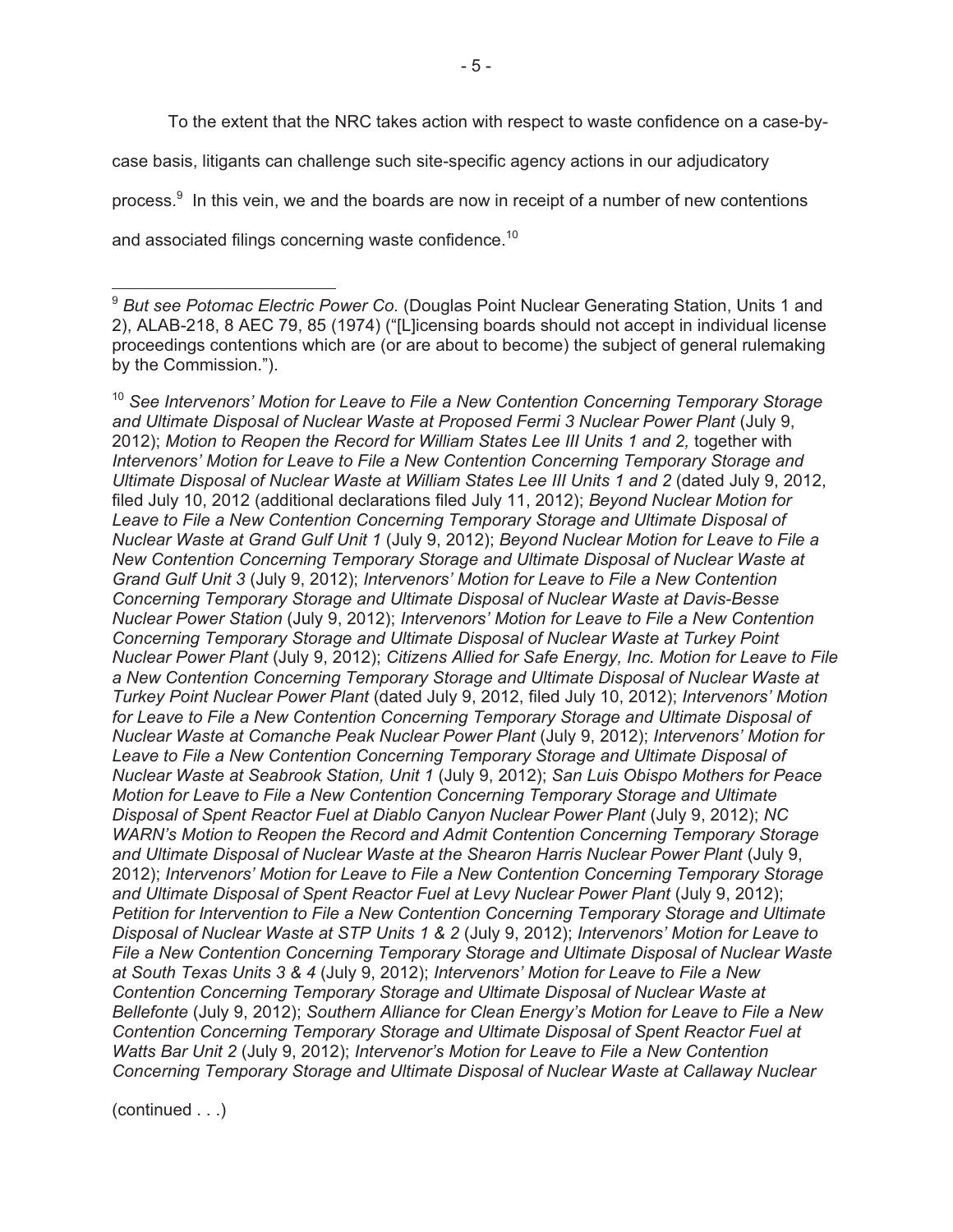To the extent that the NRC takes action with respect to waste confidence on a case-by-case basis, litigants can challenge such site-specific agency actions in our adjudicatory process.[9] In this vein, we and the boards are now in receipt of a number of new contentions and associated filings concerning waste confidence.[10]

---

[9] *But see Potomac Electric Power Co.* (Douglas Point Nuclear Generating Station, Units 1 and 2), ALAB-218, 8 AEC 79, 85 (1974) ("[L]icensing boards should not accept in individual license proceedings contentions which are (or are about to become) the subject of general rulemaking by the Commission.").

[10] *See Intervenors' Motion for Leave to File a New Contention Concerning Temporary Storage and Ultimate Disposal of Nuclear Waste at Proposed Fermi 3 Nuclear Power Plant* (July 9, 2012); *Motion to Reopen the Record for William States Lee III Units 1 and 2,* together with *Intervenors' Motion for Leave to File a New Contention Concerning Temporary Storage and Ultimate Disposal of Nuclear Waste at William States Lee III Units 1 and 2* (dated July 9, 2012, filed July 10, 2012 (additional declarations filed July 11, 2012); *Beyond Nuclear Motion for Leave to File a New Contention Concerning Temporary Storage and Ultimate Disposal of Nuclear Waste at Grand Gulf Unit 1* (July 9, 2012); *Beyond Nuclear Motion for Leave to File a New Contention Concerning Temporary Storage and Ultimate Disposal of Nuclear Waste at Grand Gulf Unit 3* (July 9, 2012); *Intervenors' Motion for Leave to File a New Contention Concerning Temporary Storage and Ultimate Disposal of Nuclear Waste at Davis-Besse Nuclear Power Station* (July 9, 2012); *Intervenors' Motion for Leave to File a New Contention Concerning Temporary Storage and Ultimate Disposal of Nuclear Waste at Turkey Point Nuclear Power Plant* (July 9, 2012); *Citizens Allied for Safe Energy, Inc. Motion for Leave to File a New Contention Concerning Temporary Storage and Ultimate Disposal of Nuclear Waste at Turkey Point Nuclear Power Plant* (dated July 9, 2012, filed July 10, 2012); *Intervenors' Motion for Leave to File a New Contention Concerning Temporary Storage and Ultimate Disposal of Nuclear Waste at Comanche Peak Nuclear Power Plant* (July 9, 2012); *Intervenors' Motion for Leave to File a New Contention Concerning Temporary Storage and Ultimate Disposal of Nuclear Waste at Seabrook Station, Unit 1* (July 9, 2012); *San Luis Obispo Mothers for Peace Motion for Leave to File a New Contention Concerning Temporary Storage and Ultimate Disposal of Spent Reactor Fuel at Diablo Canyon Nuclear Power Plant* (July 9, 2012); *NC WARN's Motion to Reopen the Record and Admit Contention Concerning Temporary Storage and Ultimate Disposal of Nuclear Waste at the Shearon Harris Nuclear Power Plant* (July 9, 2012); *Intervenors' Motion for Leave to File a New Contention Concerning Temporary Storage and Ultimate Disposal of Spent Reactor Fuel at Levy Nuclear Power Plant* (July 9, 2012); *Petition for Intervention to File a New Contention Concerning Temporary Storage and Ultimate Disposal of Nuclear Waste at STP Units 1 & 2* (July 9, 2012); *Intervenors' Motion for Leave to File a New Contention Concerning Temporary Storage and Ultimate Disposal of Nuclear Waste at South Texas Units 3 & 4* (July 9, 2012); *Intervenors' Motion for Leave to File a New Contention Concerning Temporary Storage and Ultimate Disposal of Nuclear Waste at Bellefonte* (July 9, 2012); *Southern Alliance for Clean Energy's Motion for Leave to File a New Contention Concerning Temporary Storage and Ultimate Disposal of Spent Reactor Fuel at Watts Bar Unit 2* (July 9, 2012); *Intervenor's Motion for Leave to File a New Contention Concerning Temporary Storage and Ultimate Disposal of Nuclear Waste at Callaway Nuclear*

(continued . . .)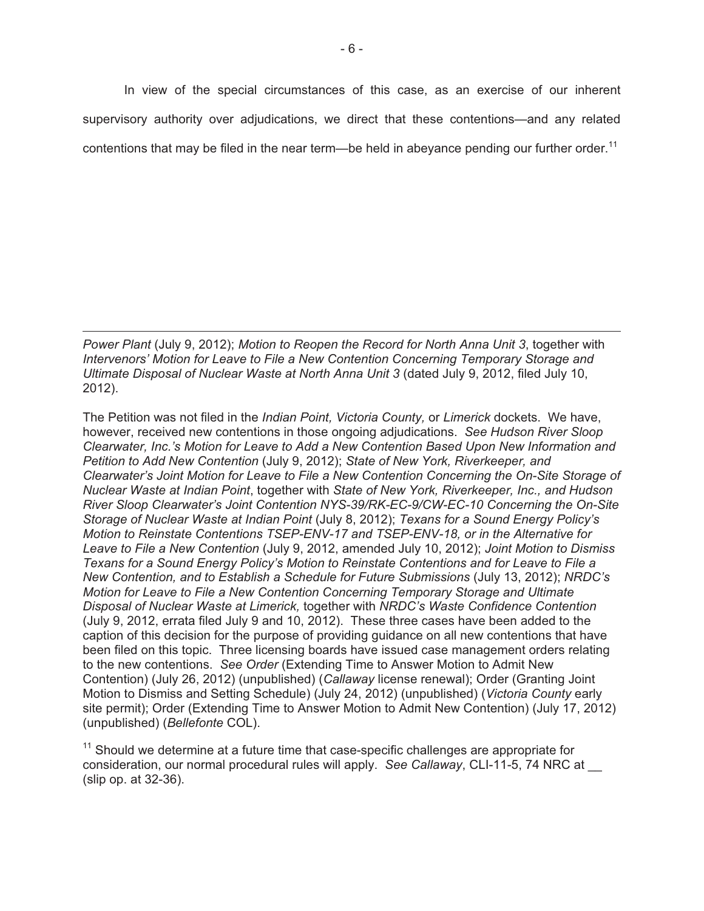In view of the special circumstances of this case, as an exercise of our inherent supervisory authority over adjudications, we direct that these contentions—and any related contentions that may be filed in the near term—be held in abeyance pending our further order.[11]

---

*Power Plant* (July 9, 2012); *Motion to Reopen the Record for North Anna Unit 3*, together with *Intervenors' Motion for Leave to File a New Contention Concerning Temporary Storage and Ultimate Disposal of Nuclear Waste at North Anna Unit 3* (dated July 9, 2012, filed July 10, 2012).

The Petition was not filed in the *Indian Point, Victoria County,* or *Limerick* dockets. We have, however, received new contentions in those ongoing adjudications. *See Hudson River Sloop Clearwater, Inc.'s Motion for Leave to Add a New Contention Based Upon New Information and Petition to Add New Contention* (July 9, 2012); *State of New York, Riverkeeper, and Clearwater's Joint Motion for Leave to File a New Contention Concerning the On-Site Storage of Nuclear Waste at Indian Point*, together with *State of New York, Riverkeeper, Inc., and Hudson River Sloop Clearwater's Joint Contention NYS-39/RK-EC-9/CW-EC-10 Concerning the On-Site Storage of Nuclear Waste at Indian Point* (July 8, 2012); *Texans for a Sound Energy Policy's Motion to Reinstate Contentions TSEP-ENV-17 and TSEP-ENV-18, or in the Alternative for Leave to File a New Contention* (July 9, 2012, amended July 10, 2012); *Joint Motion to Dismiss Texans for a Sound Energy Policy's Motion to Reinstate Contentions and for Leave to File a New Contention, and to Establish a Schedule for Future Submissions* (July 13, 2012); *NRDC's Motion for Leave to File a New Contention Concerning Temporary Storage and Ultimate Disposal of Nuclear Waste at Limerick,* together with *NRDC's Waste Confidence Contention* (July 9, 2012, errata filed July 9 and 10, 2012). These three cases have been added to the caption of this decision for the purpose of providing guidance on all new contentions that have been filed on this topic. Three licensing boards have issued case management orders relating to the new contentions. *See Order* (Extending Time to Answer Motion to Admit New Contention) (July 26, 2012) (unpublished) (*Callaway* license renewal); Order (Granting Joint Motion to Dismiss and Setting Schedule) (July 24, 2012) (unpublished) (*Victoria County* early site permit); Order (Extending Time to Answer Motion to Admit New Contention) (July 17, 2012) (unpublished) (*Bellefonte* COL).

[11] Should we determine at a future time that case-specific challenges are appropriate for consideration, our normal procedural rules will apply. *See Callaway*, CLI-11-5, 74 NRC at __ (slip op. at 32-36).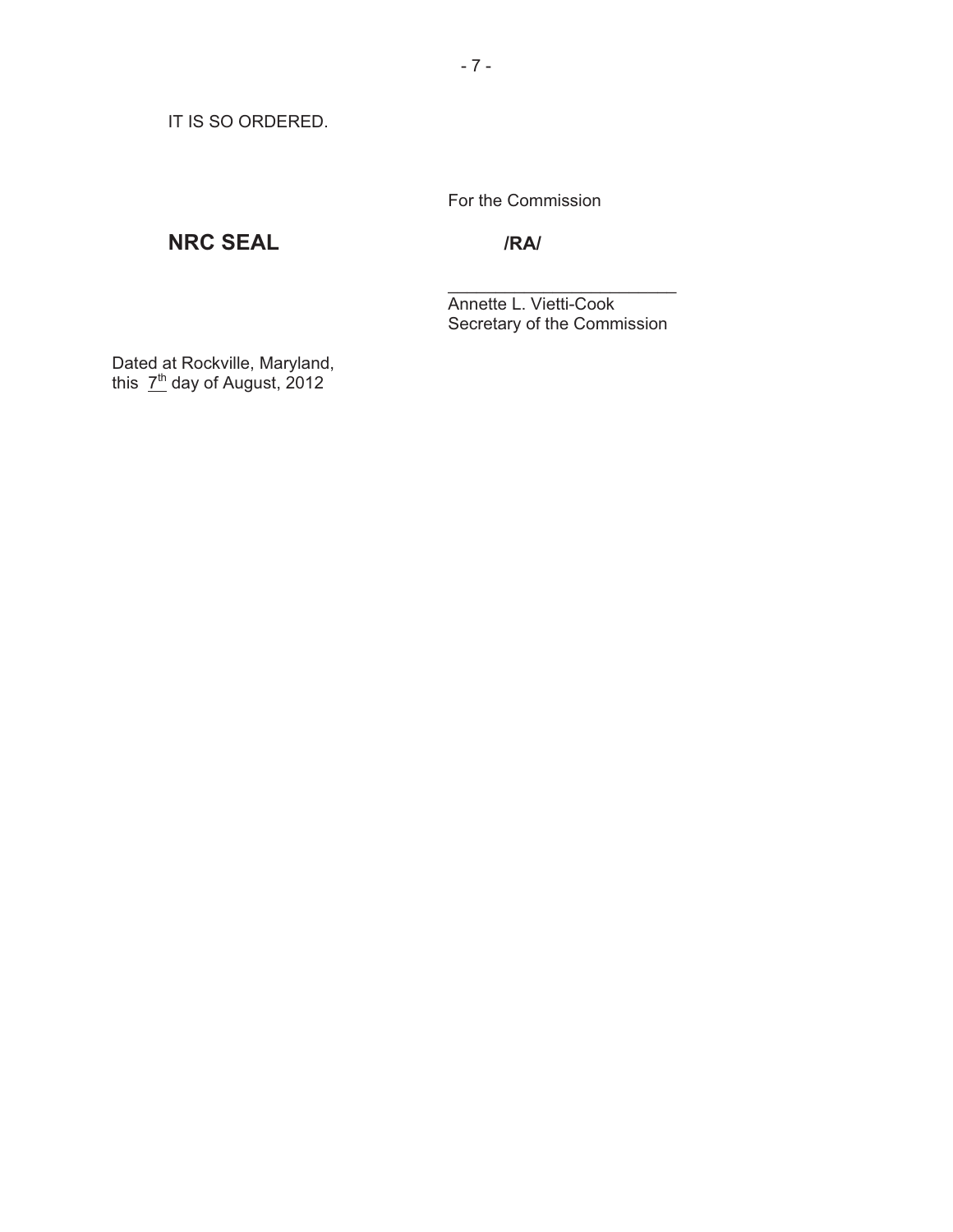IT IS SO ORDERED.

For the Commission

**NRC SEAL** **/RA/**

\_\_\_\_\_\_\_\_\_\_\_\_\_\_\_\_\_\_\_\_\_\_\_\_\_\_\_\_

Annette L. Vietti-Cook
Secretary of the Commission

Dated at Rockville, Maryland,
this 7th day of August, 2012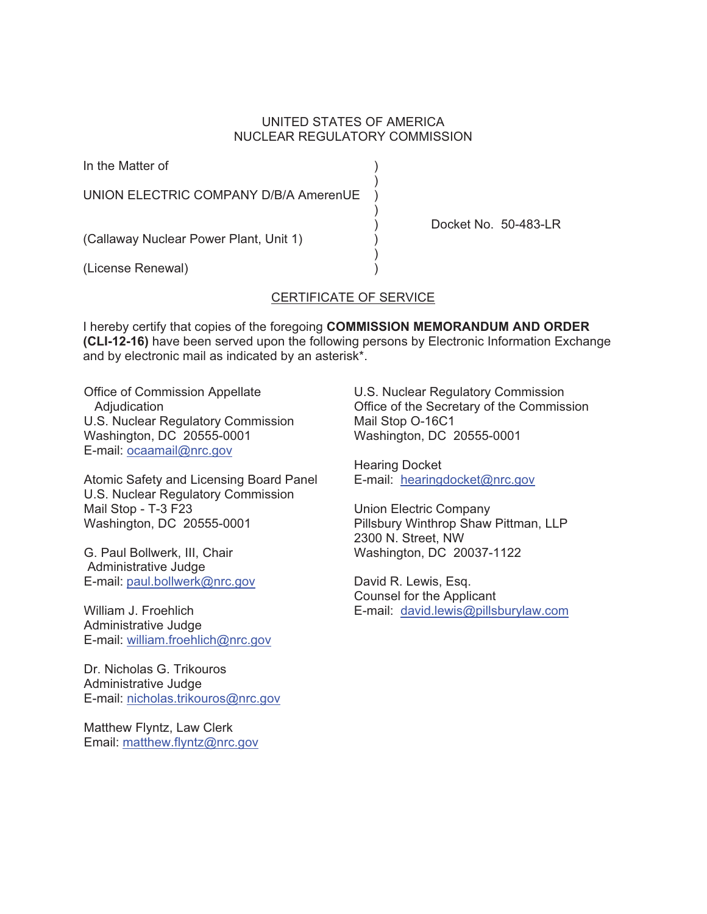UNITED STATES OF AMERICA
NUCLEAR REGULATORY COMMISSION

In the Matter of )
)
UNION ELECTRIC COMPANY D/B/A AmerenUE )
)
) Docket No. 50-483-LR
(Callaway Nuclear Power Plant, Unit 1) )
)
(License Renewal) )

CERTIFICATE OF SERVICE

I hereby certify that copies of the foregoing **COMMISSION MEMORANDUM AND ORDER (CLI-12-16)** have been served upon the following persons by Electronic Information Exchange and by electronic mail as indicated by an asterisk*.

Office of Commission Appellate
Adjudication
U.S. Nuclear Regulatory Commission
Washington, DC 20555-0001
E-mail: ocaamail@nrc.gov

Atomic Safety and Licensing Board Panel
U.S. Nuclear Regulatory Commission
Mail Stop - T-3 F23
Washington, DC 20555-0001

G. Paul Bollwerk, III, Chair
Administrative Judge
E-mail: paul.bollwerk@nrc.gov

William J. Froehlich
Administrative Judge
E-mail: william.froehlich@nrc.gov

Dr. Nicholas G. Trikouros
Administrative Judge
E-mail: nicholas.trikouros@nrc.gov

Matthew Flyntz, Law Clerk
Email: matthew.flyntz@nrc.gov

U.S. Nuclear Regulatory Commission
Office of the Secretary of the Commission
Mail Stop O-16C1
Washington, DC 20555-0001

Hearing Docket
E-mail: hearingdocket@nrc.gov

Union Electric Company
Pillsbury Winthrop Shaw Pittman, LLP
2300 N. Street, NW
Washington, DC 20037-1122

David R. Lewis, Esq.
Counsel for the Applicant
E-mail: david.lewis@pillsburylaw.com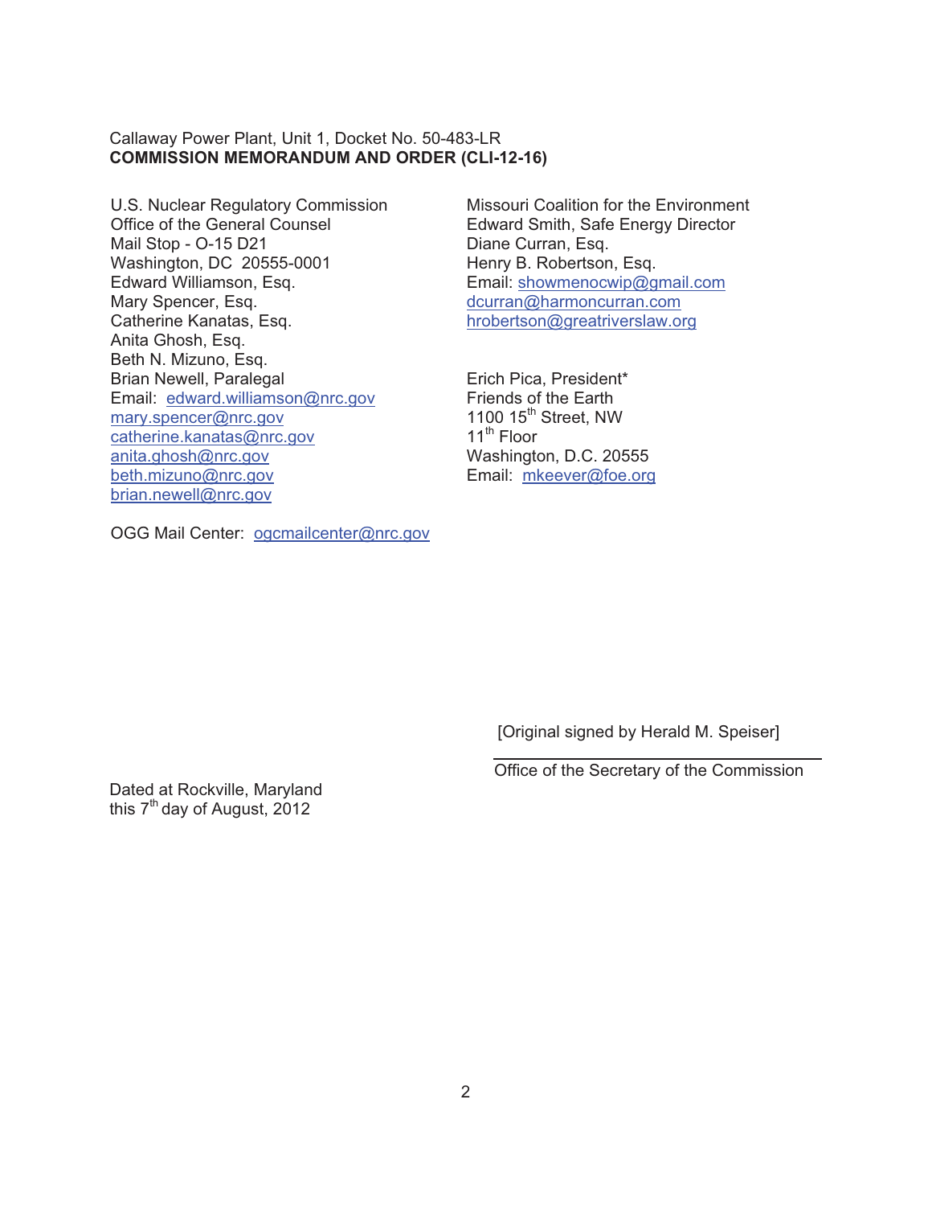Callaway Power Plant, Unit 1, Docket No. 50-483-LR
**COMMISSION MEMORANDUM AND ORDER (CLI-12-16)**

U.S. Nuclear Regulatory Commission
Office of the General Counsel
Mail Stop - O-15 D21
Washington, DC 20555-0001
Edward Williamson, Esq.
Mary Spencer, Esq.
Catherine Kanatas, Esq.
Anita Ghosh, Esq.
Beth N. Mizuno, Esq.
Brian Newell, Paralegal
Email: edward.williamson@nrc.gov
mary.spencer@nrc.gov
catherine.kanatas@nrc.gov
anita.ghosh@nrc.gov
beth.mizuno@nrc.gov
brian.newell@nrc.gov

OGG Mail Center: ogcmailcenter@nrc.gov

Missouri Coalition for the Environment
Edward Smith, Safe Energy Director
Diane Curran, Esq.
Henry B. Robertson, Esq.
Email: showmenocwip@gmail.com
dcurran@harmoncurran.com
hrobertson@greatriverslaw.org

Erich Pica, President*
Friends of the Earth
1100 15th Street, NW
11th Floor
Washington, D.C. 20555
Email: mkeever@foe.org

[Original signed by Herald M. Speiser]

Office of the Secretary of the Commission

Dated at Rockville, Maryland
this 7th day of August, 2012